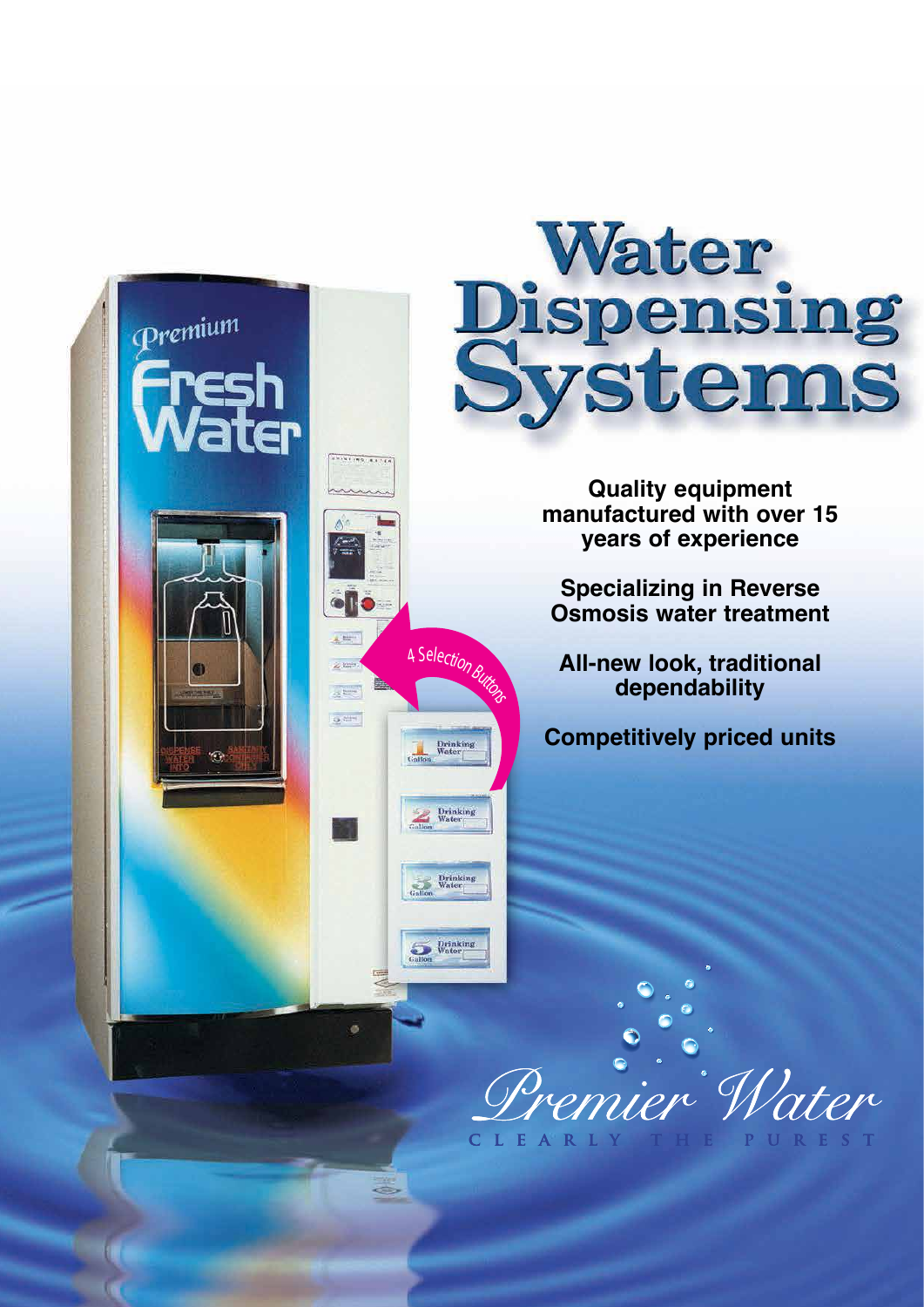# Water Dispensing Systems

**Quality equipment manufactured with over 15 years of experience**

**Specializing in Reverse Osmosis water treatment**

**All-new look, traditional dependability**

**Competitively priced units**

4 Selection Buttons

*Premier Water*

CLEARLY THE PUREST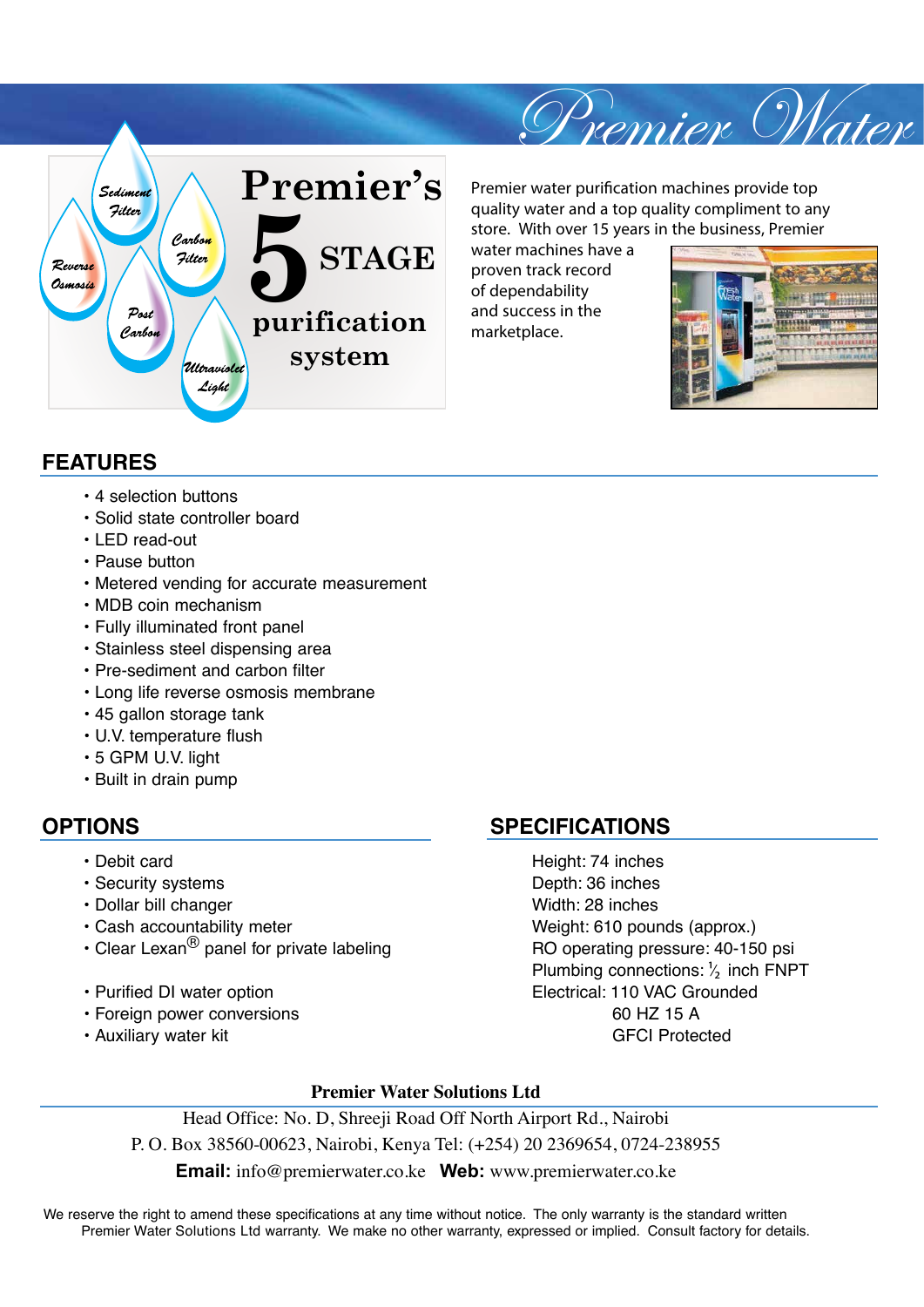Premier Water

# Premier's 5 STAGE purification system

Sediment Filter

Carbon Filter

Reverse Osmosis

Post Carbon

Ultraviolet Light

Premier water purification machines provide top quality water and a top quality compliment to any store. With over 15 years in the business, Premier water machines have a proven track record of dependability and success in the marketplace.

## FEATURES

- 4 selection buttons
- Solid state controller board
- LED read-out
- Pause button
- Metered vending for accurate measurement
- MDB coin mechanism
- Fully illuminated front panel
- Stainless steel dispensing area
- Pre-sediment and carbon filter
- Long life reverse osmosis membrane
- 45 gallon storage tank
- U.V. temperature flush
- 5 GPM U.V. light
- Built in drain pump

## OPTIONS

- Debit card
- Security systems
- Dollar bill changer
- Cash accountability meter
- Clear Lexan® panel for private labeling
- Purified DI water option
- Foreign power conversions
- Auxiliary water kit

## SPECIFICATIONS

Height: 74 inches
Depth: 36 inches
Width: 28 inches
Weight: 610 pounds (approx.)
RO operating pressure: 40-150 psi
Plumbing connections: ½ inch FNPT
Electrical: 110 VAC Grounded
60 HZ 15 A
GFCI Protected

**Premier Water Solutions Ltd**

Head Office: No. D, Shreeji Road Off North Airport Rd., Nairobi
P. O. Box 38560-00623, Nairobi, Kenya Tel: (+254) 20 2369654, 0724-238955
**Email:** info@premierwater.co.ke **Web:** www.premierwater.co.ke

We reserve the right to amend these specifications at any time without notice. The only warranty is the standard written Premier Water Solutions Ltd warranty. We make no other warranty, expressed or implied. Consult factory for details.